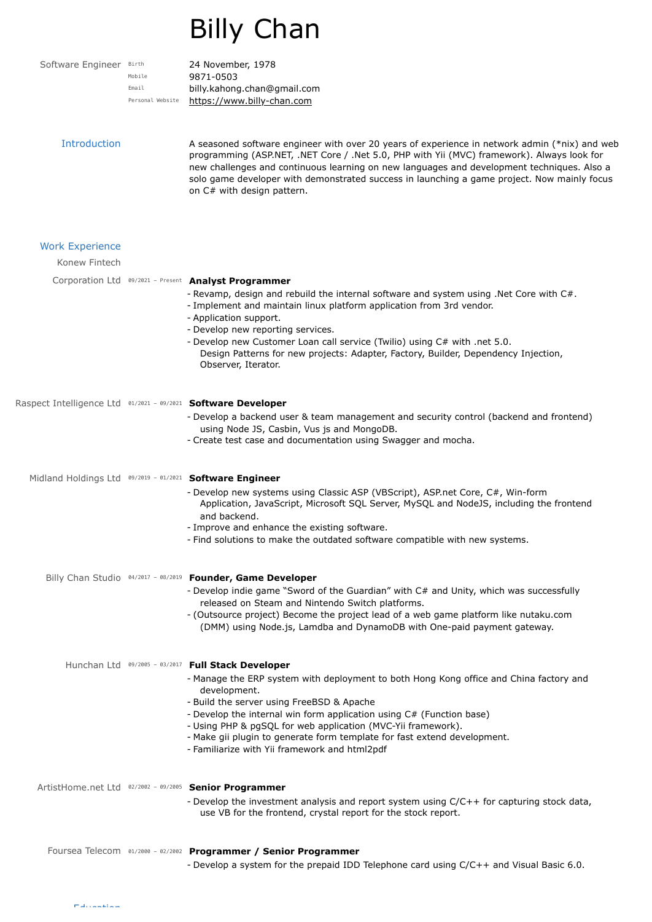# Billy Chan

Software Engineer

- Birth: 24 November, 1978
- Mobile: 9871-0503
- Email: billy.kahong.chan@gmail.com
- Personal Website: https://www.billy-chan.com

## Introduction

A seasoned software engineer with over 20 years of experience in network admin (*nix) and web programming (ASP.NET, .NET Core / .Net 5.0, PHP with Yii (MVC) framework). Always look for new challenges and continuous learning on new languages and development techniques. Also a solo game developer with demonstrated success in launching a game project. Now mainly focus on C# with design pattern.

## Work Experience

### Konew Fintech Corporation Ltd — 09/2021 – Present

**Analyst Programmer**

- Revamp, design and rebuild the internal software and system using .Net Core with C#.
- Implement and maintain linux platform application from 3rd vendor.
- Application support.
- Develop new reporting services.
- Develop new Customer Loan call service (Twilio) using C# with .net 5.0.
  Design Patterns for new projects: Adapter, Factory, Builder, Dependency Injection, Observer, Iterator.

### Raspect Intelligence Ltd — 01/2021 – 09/2021

**Software Developer**

- Develop a backend user & team management and security control (backend and frontend) using Node JS, Casbin, Vus js and MongoDB.
- Create test case and documentation using Swagger and mocha.

### Midland Holdings Ltd — 09/2019 – 01/2021

**Software Engineer**

- Develop new systems using Classic ASP (VBScript), ASP.net Core, C#, Win-form Application, JavaScript, Microsoft SQL Server, MySQL and NodeJS, including the frontend and backend.
- Improve and enhance the existing software.
- Find solutions to make the outdated software compatible with new systems.

### Billy Chan Studio — 04/2017 – 08/2019

**Founder, Game Developer**

- Develop indie game "Sword of the Guardian" with C# and Unity, which was successfully released on Steam and Nintendo Switch platforms.
- (Outsource project) Become the project lead of a web game platform like nutaku.com (DMM) using Node.js, Lamdba and DynamoDB with One-paid payment gateway.

### Hunchan Ltd — 09/2005 – 03/2017

**Full Stack Developer**

- Manage the ERP system with deployment to both Hong Kong office and China factory and development.
- Build the server using FreeBSD & Apache
- Develop the internal win form application using C# (Function base)
- Using PHP & pgSQL for web application (MVC-Yii framework).
- Make gii plugin to generate form template for fast extend development.
- Familiarize with Yii framework and html2pdf

### ArtistHome.net Ltd — 02/2002 – 09/2005

**Senior Programmer**

- Develop the investment analysis and report system using C/C++ for capturing stock data, use VB for the frontend, crystal report for the stock report.

### Foursea Telecom — 01/2000 – 02/2002

**Programmer / Senior Programmer**

- Develop a system for the prepaid IDD Telephone card using C/C++ and Visual Basic 6.0.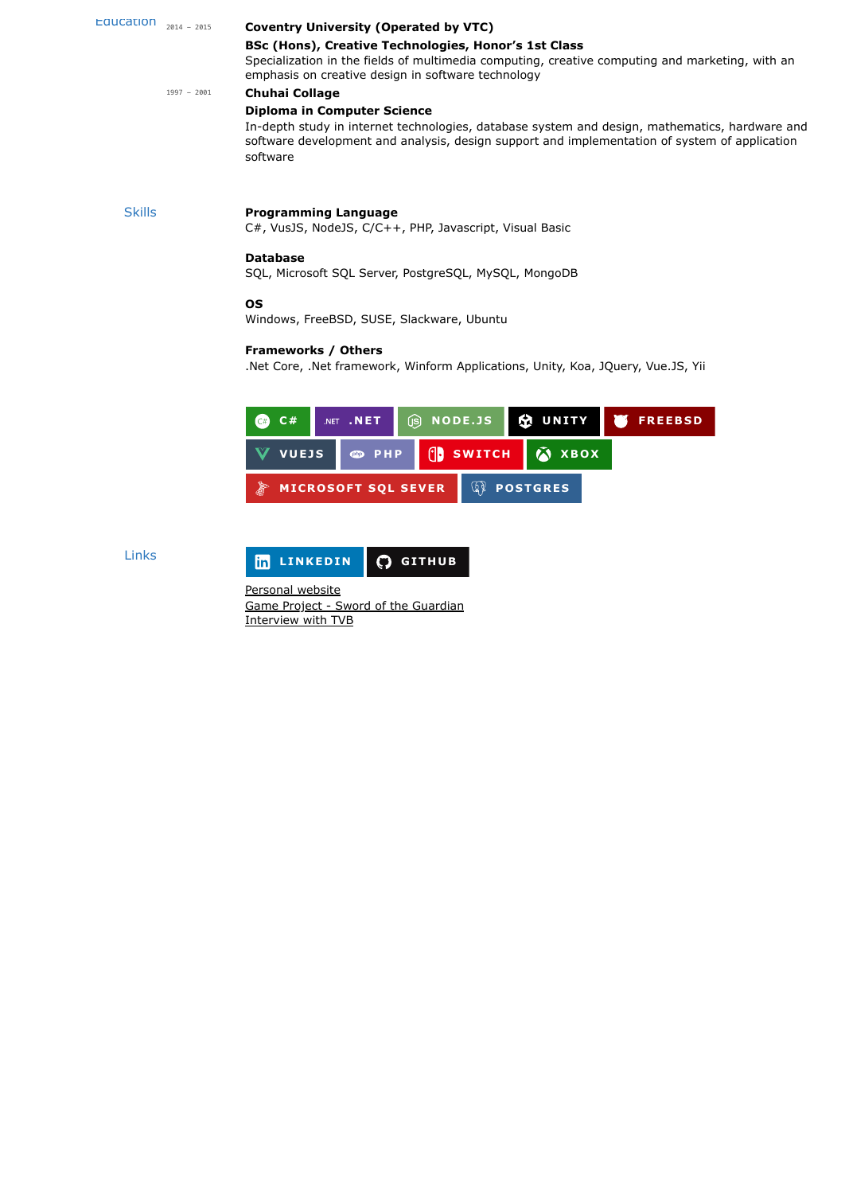## Education

2014 – 2015

**Coventry University (Operated by VTC)**

**BSc (Hons), Creative Technologies, Honor's 1st Class**

Specialization in the fields of multimedia computing, creative computing and marketing, with an emphasis on creative design in software technology

1997 – 2001

**Chuhai Collage**

**Diploma in Computer Science**

In-depth study in internet technologies, database system and design, mathematics, hardware and software development and analysis, design support and implementation of system of application software

## Skills

**Programming Language**

C#, VusJS, NodeJS, C/C++, PHP, Javascript, Visual Basic

**Database**

SQL, Microsoft SQL Server, PostgreSQL, MySQL, MongoDB

**OS**

Windows, FreeBSD, SUSE, Slackware, Ubuntu

**Frameworks / Others**

.Net Core, .Net framework, Winform Applications, Unity, Koa, JQuery, Vue.JS, Yii

C# .NET NODE.JS UNITY FREEBSD VUEJS PHP SWITCH XBOX MICROSOFT SQL SEVER POSTGRES

## Links

LINKEDIN GITHUB

Personal website

Game Project - Sword of the Guardian

Interview with TVB